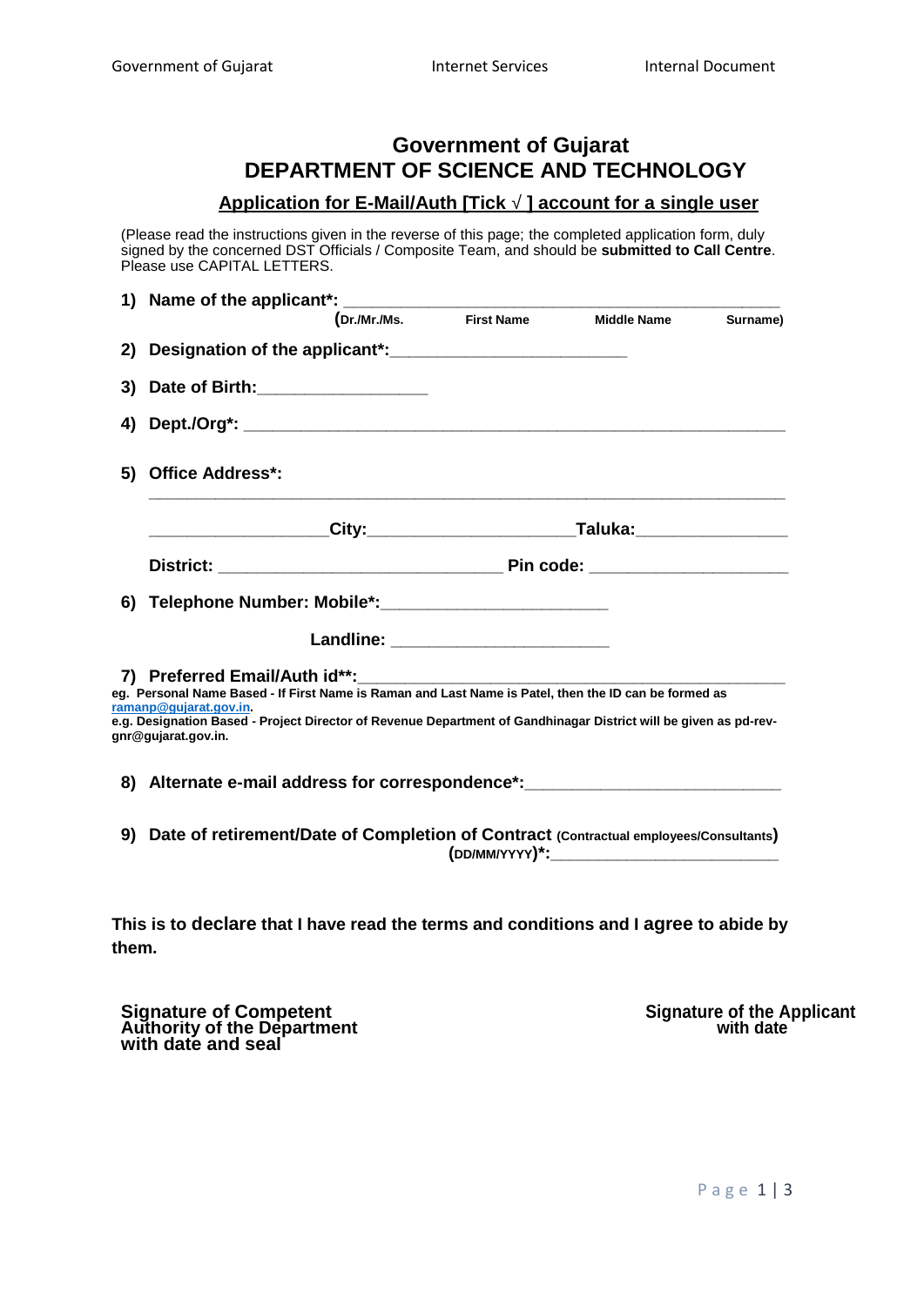# Government of Gujarat
# DEPARTMENT OF SCIENCE AND TECHNOLOGY

## Application for E-Mail/Auth [Tick √ ] account for a single user

(Please read the instructions given in the reverse of this page; the completed application form, duly signed by the concerned DST Officials / Composite Team, and should be **submitted to Call Centre**. Please use CAPITAL LETTERS.

1) **Name of the applicant*:** ______________________________________________
   (Dr./Mr./Ms. First Name Middle Name Surname)

2) **Designation of the applicant*:**_________________________

3) **Date of Birth:**__________________

4) **Dept./Org*:** __________________________________________________________

5) **Office Address*:**
   ______________________________________________________________________
   __________________**City:**_____________________**Taluka:**________________
   **District:** ______________________________ **Pin code:** ____________________

6) **Telephone Number: Mobile*:**_______________________
   **Landline:** _______________________

7) **Preferred Email/Auth id**:**______________________________________________

**eg. Personal Name Based - If First Name is Raman and Last Name is Patel, then the ID can be formed as ramanp@gujarat.gov.in.**
**e.g. Designation Based - Project Director of Revenue Department of Gandhinagar District will be given as pd-rev-gnr@gujarat.gov.in.**

8) **Alternate e-mail address for correspondence*:**___________________________

9) **Date of retirement/Date of Completion of Contract** (Contractual employees/Consultants) **(DD/MM/YYYY)*:**_________________________

**This is to declare that I have read the terms and conditions and I agree to abide by them.**

**Signature of Competent Authority of the Department with date and seal**

**Signature of the Applicant with date**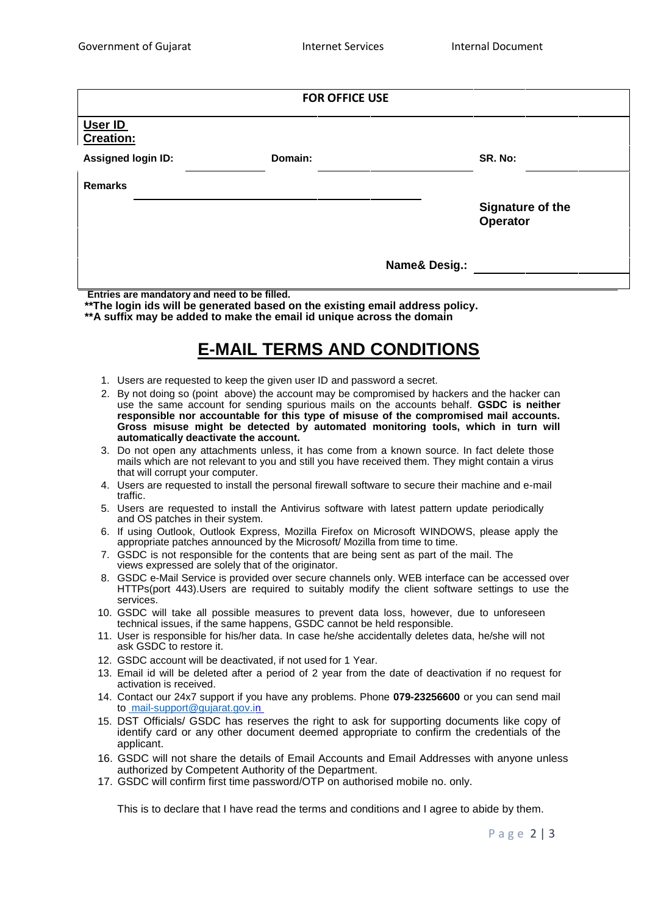| FOR OFFICE USE | | |
|---|---|---|
| **User ID Creation:** | | |
| **Assigned login ID:** | **Domain:** | **SR. No:** |
| **Remarks** | | **Signature of the Operator** |
| | **Name& Desig.:** | |

**Entries are mandatory and need to be filled.**

**\*\*The login ids will be generated based on the existing email address policy.**

**\*\*A suffix may be added to make the email id unique across the domain**

# E-MAIL TERMS AND CONDITIONS

1. Users are requested to keep the given user ID and password a secret.
2. By not doing so (point above) the account may be compromised by hackers and the hacker can use the same account for sending spurious mails on the accounts behalf. **GSDC is neither responsible nor accountable for this type of misuse of the compromised mail accounts. Gross misuse might be detected by automated monitoring tools, which in turn will automatically deactivate the account.**
3. Do not open any attachments unless, it has come from a known source. In fact delete those mails which are not relevant to you and still you have received them. They might contain a virus that will corrupt your computer.
4. Users are requested to install the personal firewall software to secure their machine and e-mail traffic.
5. Users are requested to install the Antivirus software with latest pattern update periodically and OS patches in their system.
6. If using Outlook, Outlook Express, Mozilla Firefox on Microsoft WINDOWS, please apply the appropriate patches announced by the Microsoft/ Mozilla from time to time.
7. GSDC is not responsible for the contents that are being sent as part of the mail. The views expressed are solely that of the originator.
8. GSDC e-Mail Service is provided over secure channels only. WEB interface can be accessed over HTTPs(port 443).Users are required to suitably modify the client software settings to use the services.
10. GSDC will take all possible measures to prevent data loss, however, due to unforeseen technical issues, if the same happens, GSDC cannot be held responsible.
11. User is responsible for his/her data. In case he/she accidentally deletes data, he/she will not ask GSDC to restore it.
12. GSDC account will be deactivated, if not used for 1 Year.
13. Email id will be deleted after a period of 2 year from the date of deactivation if no request for activation is received.
14. Contact our 24x7 support if you have any problems. Phone **079-23256600** or you can send mail to mail-support@gujarat.gov.in
15. DST Officials/ GSDC has reserves the right to ask for supporting documents like copy of identify card or any other document deemed appropriate to confirm the credentials of the applicant.
16. GSDC will not share the details of Email Accounts and Email Addresses with anyone unless authorized by Competent Authority of the Department.
17. GSDC will confirm first time password/OTP on authorised mobile no. only.

This is to declare that I have read the terms and conditions and I agree to abide by them.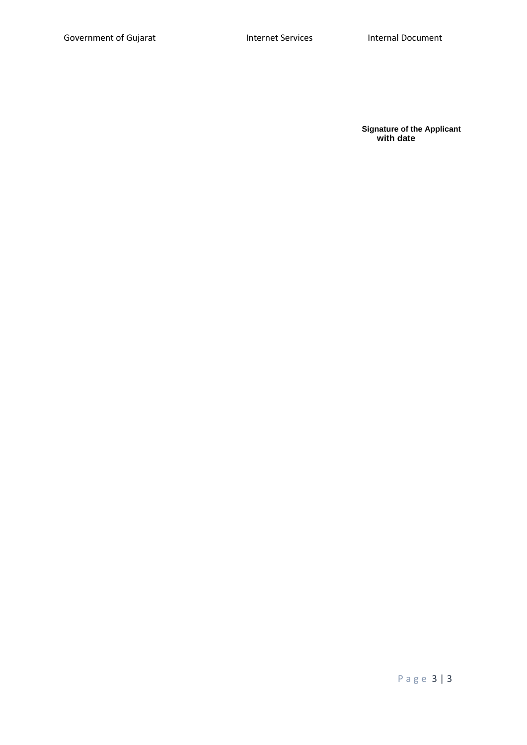**Signature of the Applicant with date**